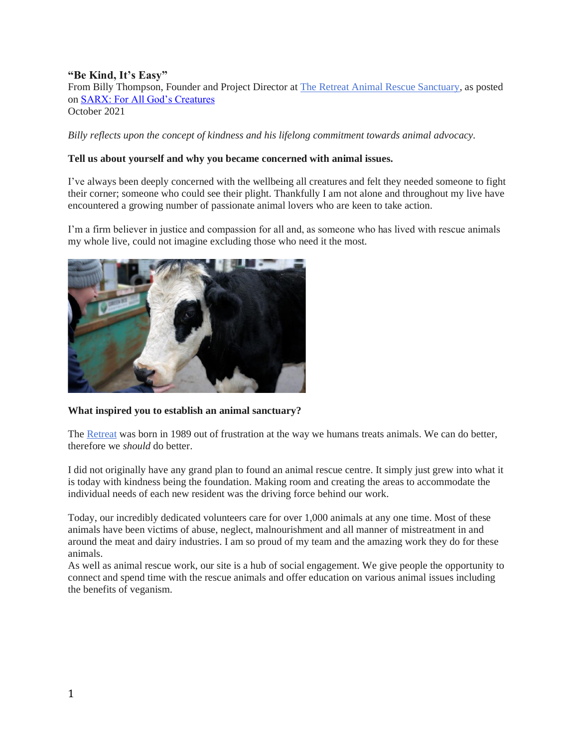**"Be Kind, It's Easy"**

From Billy Thompson, Founder and Project Director at The Retreat Animal Rescue Sanctuary, as posted on SARX: For All God's Creatures

October 2021

*Billy reflects upon the concept of kindness and his lifelong commitment towards animal advocacy.*

**Tell us about yourself and why you became concerned with animal issues.**

I've always been deeply concerned with the wellbeing all creatures and felt they needed someone to fight their corner; someone who could see their plight. Thankfully I am not alone and throughout my live have encountered a growing number of passionate animal lovers who are keen to take action.

I'm a firm believer in justice and compassion for all and, as someone who has lived with rescue animals my whole live, could not imagine excluding those who need it the most.

**What inspired you to establish an animal sanctuary?**

The Retreat was born in 1989 out of frustration at the way we humans treats animals. We can do better, therefore we *should* do better.

I did not originally have any grand plan to found an animal rescue centre. It simply just grew into what it is today with kindness being the foundation. Making room and creating the areas to accommodate the individual needs of each new resident was the driving force behind our work.

Today, our incredibly dedicated volunteers care for over 1,000 animals at any one time. Most of these animals have been victims of abuse, neglect, malnourishment and all manner of mistreatment in and around the meat and dairy industries. I am so proud of my team and the amazing work they do for these animals.

As well as animal rescue work, our site is a hub of social engagement. We give people the opportunity to connect and spend time with the rescue animals and offer education on various animal issues including the benefits of veganism.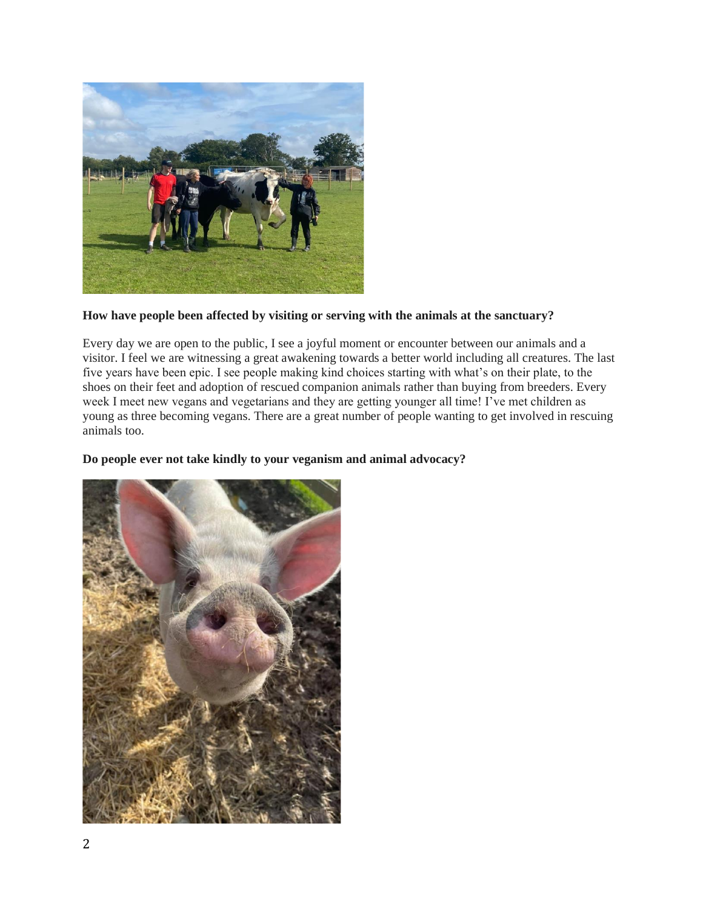**How have people been affected by visiting or serving with the animals at the sanctuary?**

Every day we are open to the public, I see a joyful moment or encounter between our animals and a visitor. I feel we are witnessing a great awakening towards a better world including all creatures. The last five years have been epic. I see people making kind choices starting with what's on their plate, to the shoes on their feet and adoption of rescued companion animals rather than buying from breeders. Every week I meet new vegans and vegetarians and they are getting younger all time! I've met children as young as three becoming vegans. There are a great number of people wanting to get involved in rescuing animals too.

**Do people ever not take kindly to your veganism and animal advocacy?**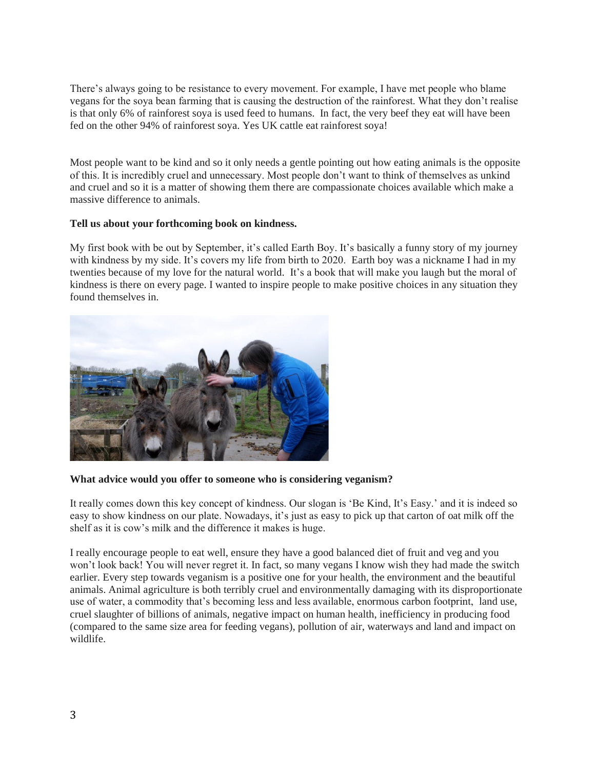There's always going to be resistance to every movement. For example, I have met people who blame vegans for the soya bean farming that is causing the destruction of the rainforest. What they don't realise is that only 6% of rainforest soya is used feed to humans. In fact, the very beef they eat will have been fed on the other 94% of rainforest soya. Yes UK cattle eat rainforest soya!

Most people want to be kind and so it only needs a gentle pointing out how eating animals is the opposite of this. It is incredibly cruel and unnecessary. Most people don't want to think of themselves as unkind and cruel and so it is a matter of showing them there are compassionate choices available which make a massive difference to animals.

**Tell us about your forthcoming book on kindness.**

My first book with be out by September, it's called Earth Boy. It's basically a funny story of my journey with kindness by my side. It's covers my life from birth to 2020. Earth boy was a nickname I had in my twenties because of my love for the natural world. It's a book that will make you laugh but the moral of kindness is there on every page. I wanted to inspire people to make positive choices in any situation they found themselves in.

**What advice would you offer to someone who is considering veganism?**

It really comes down this key concept of kindness. Our slogan is 'Be Kind, It's Easy.' and it is indeed so easy to show kindness on our plate. Nowadays, it's just as easy to pick up that carton of oat milk off the shelf as it is cow's milk and the difference it makes is huge.

I really encourage people to eat well, ensure they have a good balanced diet of fruit and veg and you won't look back! You will never regret it. In fact, so many vegans I know wish they had made the switch earlier. Every step towards veganism is a positive one for your health, the environment and the beautiful animals. Animal agriculture is both terribly cruel and environmentally damaging with its disproportionate use of water, a commodity that's becoming less and less available, enormous carbon footprint, land use, cruel slaughter of billions of animals, negative impact on human health, inefficiency in producing food (compared to the same size area for feeding vegans), pollution of air, waterways and land and impact on wildlife.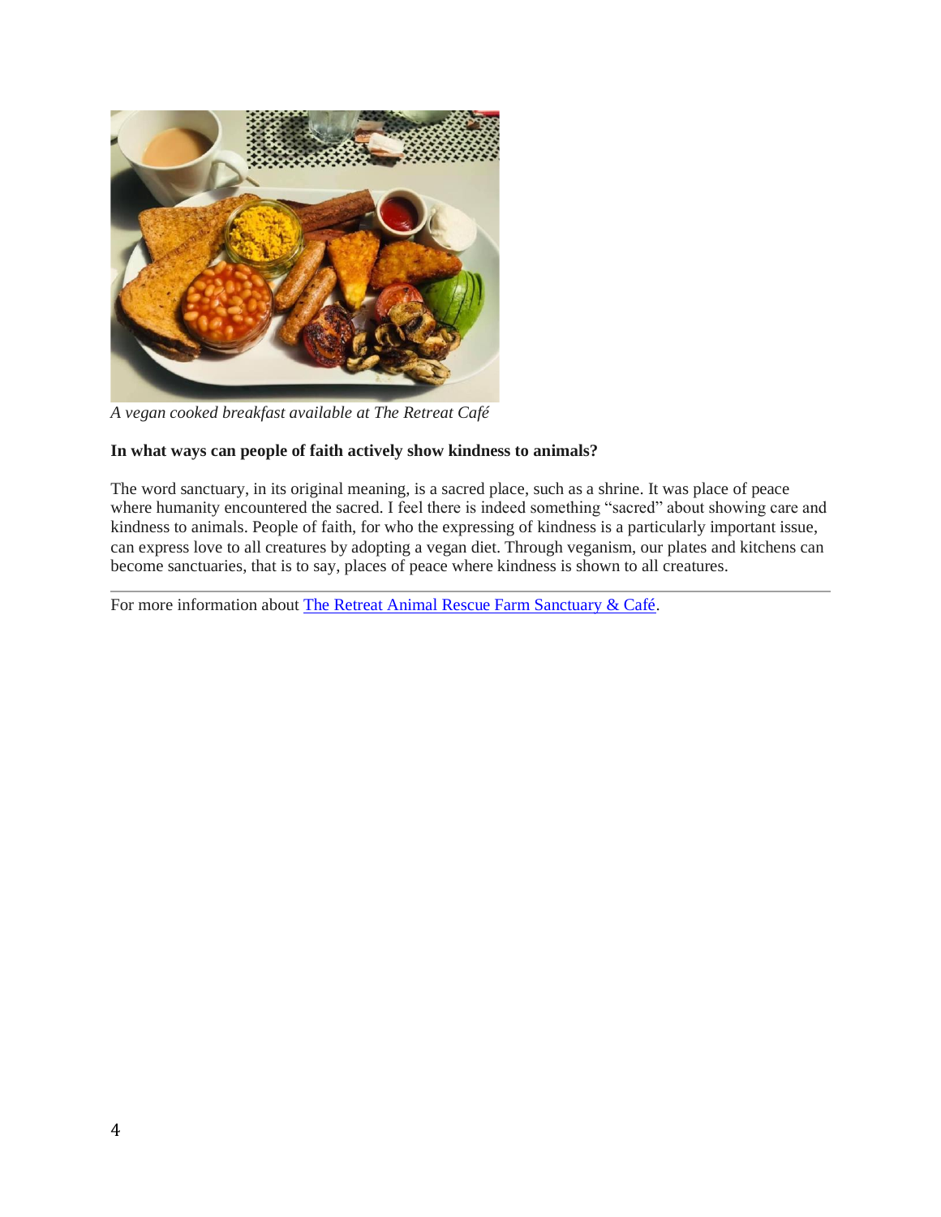*A vegan cooked breakfast available at The Retreat Café*

**In what ways can people of faith actively show kindness to animals?**

The word sanctuary, in its original meaning, is a sacred place, such as a shrine. It was place of peace where humanity encountered the sacred. I feel there is indeed something "sacred" about showing care and kindness to animals. People of faith, for who the expressing of kindness is a particularly important issue, can express love to all creatures by adopting a vegan diet. Through veganism, our plates and kitchens can become sanctuaries, that is to say, places of peace where kindness is shown to all creatures.

---

For more information about The Retreat Animal Rescue Farm Sanctuary & Café.